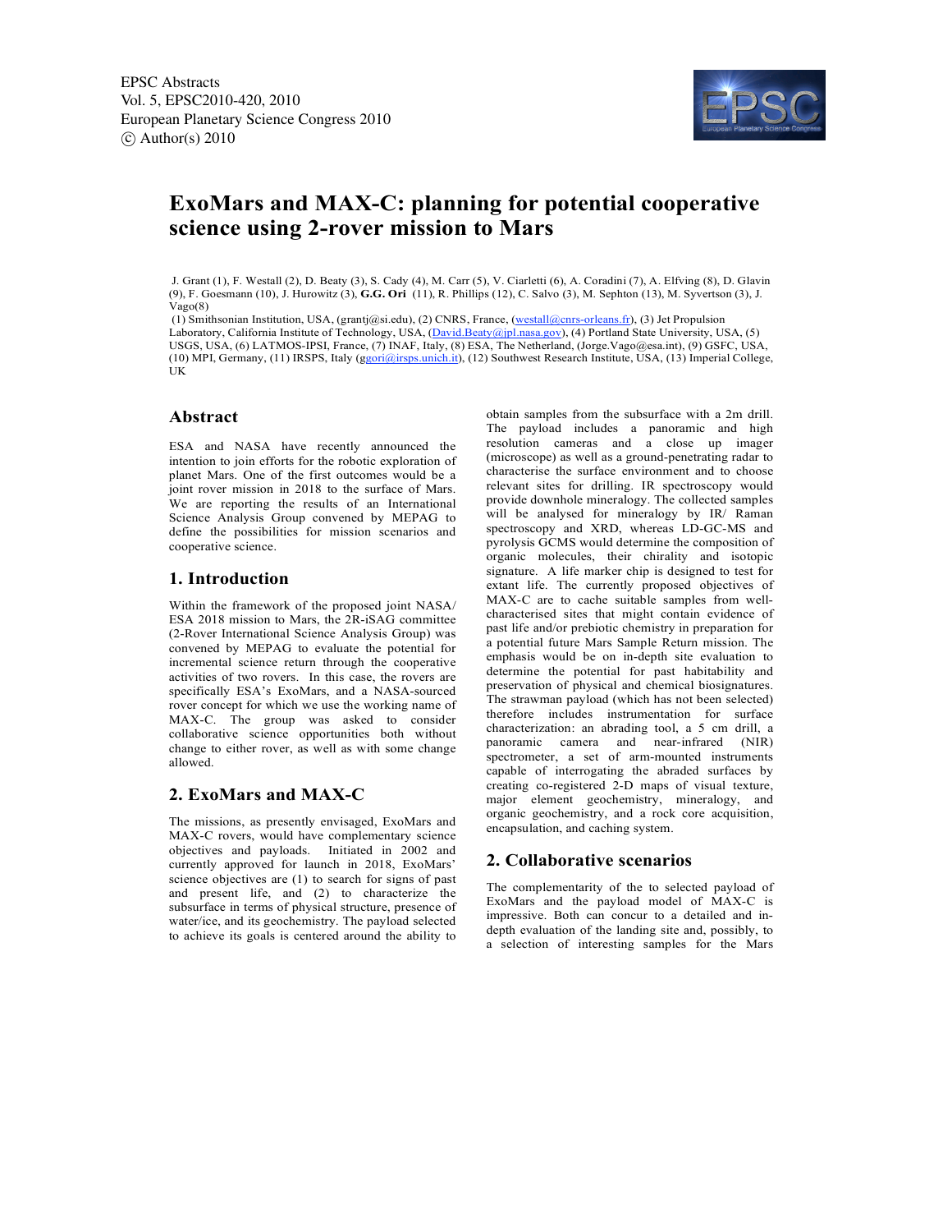# ExoMars and MAX-C: planning for potential cooperative science using 2-rover mission to Mars

J. Grant (1), F. Westall (2), D. Beaty (3), S. Cady (4), M. Carr (5), V. Ciarletti (6), A. Coradini (7), A. Elfving (8), D. Glavin (9), F. Goesmann (10), J. Hurowitz (3), **G.G. Ori** (11), R. Phillips (12), C. Salvo (3), M. Sephton (13), M. Syvertson (3), J. Vago(8)

(1) Smithsonian Institution, USA, (grantj@si.edu), (2) CNRS, France, (westall@cnrs-orleans.fr), (3) Jet Propulsion Laboratory, California Institute of Technology, USA, (David.Beaty@jpl.nasa.gov), (4) Portland State University, USA, (5) USGS, USA, (6) LATMOS-IPSI, France, (7) INAF, Italy, (8) ESA, The Netherland, (Jorge.Vago@esa.int), (9) GSFC, USA, (10) MPI, Germany, (11) IRSPS, Italy (ggori@irsps.unich.it), (12) Southwest Research Institute, USA, (13) Imperial College, UK

## Abstract

ESA and NASA have recently announced the intention to join efforts for the robotic exploration of planet Mars. One of the first outcomes would be a joint rover mission in 2018 to the surface of Mars. We are reporting the results of an International Science Analysis Group convened by MEPAG to define the possibilities for mission scenarios and cooperative science.

## 1. Introduction

Within the framework of the proposed joint NASA/ ESA 2018 mission to Mars, the 2R-iSAG committee (2-Rover International Science Analysis Group) was convened by MEPAG to evaluate the potential for incremental science return through the cooperative activities of two rovers. In this case, the rovers are specifically ESA's ExoMars, and a NASA-sourced rover concept for which we use the working name of MAX-C. The group was asked to consider collaborative science opportunities both without change to either rover, as well as with some change allowed.

## 2. ExoMars and MAX-C

The missions, as presently envisaged, ExoMars and MAX-C rovers, would have complementary science objectives and payloads. Initiated in 2002 and currently approved for launch in 2018, ExoMars' science objectives are (1) to search for signs of past and present life, and (2) to characterize the subsurface in terms of physical structure, presence of water/ice, and its geochemistry. The payload selected to achieve its goals is centered around the ability to obtain samples from the subsurface with a 2m drill. The payload includes a panoramic and high resolution cameras and a close up imager (microscope) as well as a ground-penetrating radar to characterise the surface environment and to choose relevant sites for drilling. IR spectroscopy would provide downhole mineralogy. The collected samples will be analysed for mineralogy by IR/ Raman spectroscopy and XRD, whereas LD-GC-MS and pyrolysis GCMS would determine the composition of organic molecules, their chirality and isotopic signature. A life marker chip is designed to test for extant life. The currently proposed objectives of MAX-C are to cache suitable samples from well-characterised sites that might contain evidence of past life and/or prebiotic chemistry in preparation for a potential future Mars Sample Return mission. The emphasis would be on in-depth site evaluation to determine the potential for past habitability and preservation of physical and chemical biosignatures. The strawman payload (which has not been selected) therefore includes instrumentation for surface characterization: an abrading tool, a 5 cm drill, a panoramic camera and near-infrared (NIR) spectrometer, a set of arm-mounted instruments capable of interrogating the abraded surfaces by creating co-registered 2-D maps of visual texture, major element geochemistry, mineralogy, and organic geochemistry, and a rock core acquisition, encapsulation, and caching system.

## 2. Collaborative scenarios

The complementarity of the to selected payload of ExoMars and the payload model of MAX-C is impressive. Both can concur to a detailed and in-depth evaluation of the landing site and, possibly, to a selection of interesting samples for the Mars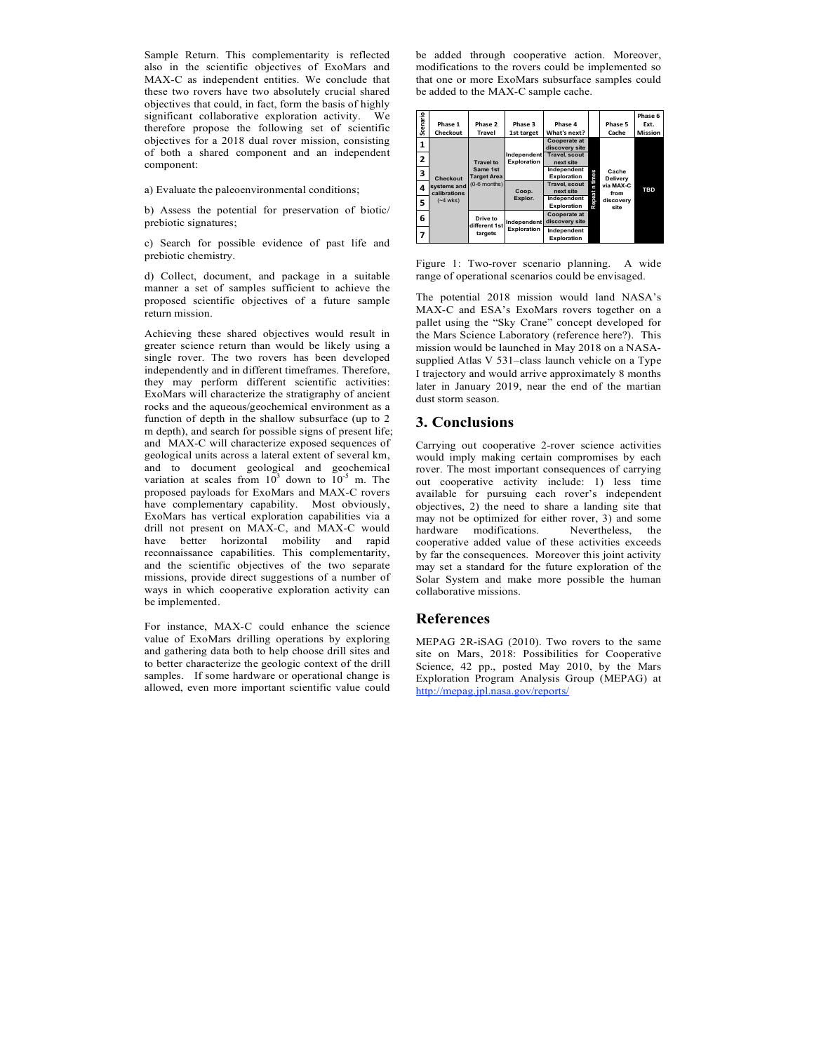Sample Return. This complementarity is reflected also in the scientific objectives of ExoMars and MAX-C as independent entities. We conclude that these two rovers have two absolutely crucial shared objectives that could, in fact, form the basis of highly significant collaborative exploration activity. We therefore propose the following set of scientific objectives for a 2018 dual rover mission, consisting of both a shared component and an independent component:

a) Evaluate the paleoenvironmental conditions;

b) Assess the potential for preservation of biotic/prebiotic signatures;

c) Search for possible evidence of past life and prebiotic chemistry.

d) Collect, document, and package in a suitable manner a set of samples sufficient to achieve the proposed scientific objectives of a future sample return mission.

Achieving these shared objectives would result in greater science return than would be likely using a single rover. The two rovers has been developed independently and in different timeframes. Therefore, they may perform different scientific activities: ExoMars will characterize the stratigraphy of ancient rocks and the aqueous/geochemical environment as a function of depth in the shallow subsurface (up to 2 m depth), and search for possible signs of present life; and MAX-C will characterize exposed sequences of geological units across a lateral extent of several km, and to document geological and geochemical variation at scales from $10^{3}$ down to $10^{-5}$ m. The proposed payloads for ExoMars and MAX-C rovers have complementary capability. Most obviously, ExoMars has vertical exploration capabilities via a drill not present on MAX-C, and MAX-C would have better horizontal mobility and rapid reconnaissance capabilities. This complementarity, and the scientific objectives of the two separate missions, provide direct suggestions of a number of ways in which cooperative exploration activity can be implemented.

For instance, MAX-C could enhance the science value of ExoMars drilling operations by exploring and gathering data both to help choose drill sites and to better characterize the geologic context of the drill samples. If some hardware or operational change is allowed, even more important scientific value could be added through cooperative action. Moreover, modifications to the rovers could be implemented so that one or more ExoMars subsurface samples could be added to the MAX-C sample cache.

| Scenario | Phase 1 Checkout | Phase 2 Travel | Phase 3 1st target | Phase 4 What's next? | | Phase 5 Cache | Phase 6 Ext. Mission |
|---|---|---|---|---|---|---|---|
| 1 | Checkout systems and calibrations (~4 wks) | Travel to Same 1st Target Area (0-6 months) | Independent Exploration | Cooperate at discovery site | Repeat n times | Cache Delivery via MAX-C from discovery site | TBD |
| 2 | | | | Travel, scout next site | | | |
| 3 | | | | Independent Exploration | | | |
| 4 | | | Coop. Explor. | Travel, scout next site | | | |
| 5 | | | | Independent Exploration | | | |
| 6 | | Drive to different 1st targets | Independent Exploration | Cooperate at discovery site | | | |
| 7 | | | | Independent Exploration | | | |

Figure 1: Two-rover scenario planning. A wide range of operational scenarios could be envisaged.

The potential 2018 mission would land NASA's MAX-C and ESA's ExoMars rovers together on a pallet using the "Sky Crane" concept developed for the Mars Science Laboratory (reference here?). This mission would be launched in May 2018 on a NASA-supplied Atlas V 531–class launch vehicle on a Type I trajectory and would arrive approximately 8 months later in January 2019, near the end of the martian dust storm season.

## 3. Conclusions

Carrying out cooperative 2-rover science activities would imply making certain compromises by each rover. The most important consequences of carrying out cooperative activity include: 1) less time available for pursuing each rover's independent objectives, 2) the need to share a landing site that may not be optimized for either rover, 3) and some hardware modifications. Nevertheless, the cooperative added value of these activities exceeds by far the consequences. Moreover this joint activity may set a standard for the future exploration of the Solar System and make more possible the human collaborative missions.

## References

MEPAG 2R-iSAG (2010). Two rovers to the same site on Mars, 2018: Possibilities for Cooperative Science, 42 pp., posted May 2010, by the Mars Exploration Program Analysis Group (MEPAG) at http://mepag.jpl.nasa.gov/reports/